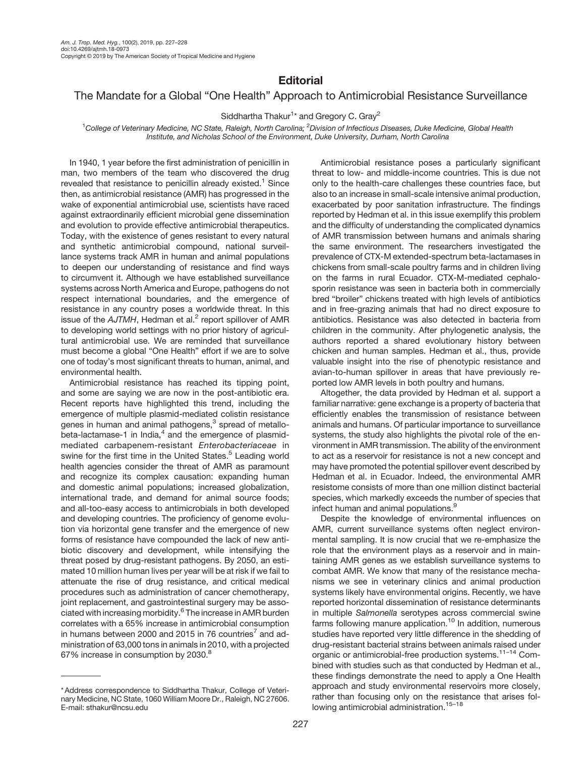Editorial

# The Mandate for a Global "One Health" Approach to Antimicrobial Resistance Surveillance

Siddhartha Thakur[1]* and Gregory C. Gray[2]

[1]*College of Veterinary Medicine, NC State, Raleigh, North Carolina;* [2]*Division of Infectious Diseases, Duke Medicine, Global Health Institute, and Nicholas School of the Environment, Duke University, Durham, North Carolina*

In 1940, 1 year before the first administration of penicillin in man, two members of the team who discovered the drug revealed that resistance to penicillin already existed.[1] Since then, as antimicrobial resistance (AMR) has progressed in the wake of exponential antimicrobial use, scientists have raced against extraordinarily efficient microbial gene dissemination and evolution to provide effective antimicrobial therapeutics. Today, with the existence of genes resistant to every natural and synthetic antimicrobial compound, national surveillance systems track AMR in human and animal populations to deepen our understanding of resistance and find ways to circumvent it. Although we have established surveillance systems across North America and Europe, pathogens do not respect international boundaries, and the emergence of resistance in any country poses a worldwide threat. In this issue of the *AJTMH*, Hedman et al.[2] report spillover of AMR to developing world settings with no prior history of agricultural antimicrobial use. We are reminded that surveillance must become a global "One Health" effort if we are to solve one of today's most significant threats to human, animal, and environmental health.

Antimicrobial resistance has reached its tipping point, and some are saying we are now in the post-antibiotic era. Recent reports have highlighted this trend, including the emergence of multiple plasmid-mediated colistin resistance genes in human and animal pathogens,[3] spread of metallo-beta-lactamase-1 in India,[4] and the emergence of plasmid-mediated carbapenem-resistant *Enterobacteriaceae* in swine for the first time in the United States.[5] Leading world health agencies consider the threat of AMR as paramount and recognize its complex causation: expanding human and domestic animal populations; increased globalization, international trade, and demand for animal source foods; and all-too-easy access to antimicrobials in both developed and developing countries. The proficiency of genome evolution via horizontal gene transfer and the emergence of new forms of resistance have compounded the lack of new antibiotic discovery and development, while intensifying the threat posed by drug-resistant pathogens. By 2050, an estimated 10 million human lives per year will be at risk if we fail to attenuate the rise of drug resistance, and critical medical procedures such as administration of cancer chemotherapy, joint replacement, and gastrointestinal surgery may be associated with increasing morbidity.[6] The increase in AMR burden correlates with a 65% increase in antimicrobial consumption in humans between 2000 and 2015 in 76 countries[7] and administration of 63,000 tons in animals in 2010, with a projected 67% increase in consumption by 2030.[8]

Antimicrobial resistance poses a particularly significant threat to low- and middle-income countries. This is due not only to the health-care challenges these countries face, but also to an increase in small-scale intensive animal production, exacerbated by poor sanitation infrastructure. The findings reported by Hedman et al. in this issue exemplify this problem and the difficulty of understanding the complicated dynamics of AMR transmission between humans and animals sharing the same environment. The researchers investigated the prevalence of CTX-M extended-spectrum beta-lactamases in chickens from small-scale poultry farms and in children living on the farms in rural Ecuador. CTX-M-mediated cephalosporin resistance was seen in bacteria both in commercially bred "broiler" chickens treated with high levels of antibiotics and in free-grazing animals that had no direct exposure to antibiotics. Resistance was also detected in bacteria from children in the community. After phylogenetic analysis, the authors reported a shared evolutionary history between chicken and human samples. Hedman et al., thus, provide valuable insight into the rise of phenotypic resistance and avian-to-human spillover in areas that have previously reported low AMR levels in both poultry and humans.

Altogether, the data provided by Hedman et al. support a familiar narrative: gene exchange is a property of bacteria that efficiently enables the transmission of resistance between animals and humans. Of particular importance to surveillance systems, the study also highlights the pivotal role of the environment in AMR transmission. The ability of the environment to act as a reservoir for resistance is not a new concept and may have promoted the potential spillover event described by Hedman et al. in Ecuador. Indeed, the environmental AMR resistome consists of more than one million distinct bacterial species, which markedly exceeds the number of species that infect human and animal populations.[9]

Despite the knowledge of environmental influences on AMR, current surveillance systems often neglect environmental sampling. It is now crucial that we re-emphasize the role that the environment plays as a reservoir and in maintaining AMR genes as we establish surveillance systems to combat AMR. We know that many of the resistance mechanisms we see in veterinary clinics and animal production systems likely have environmental origins. Recently, we have reported horizontal dissemination of resistance determinants in multiple *Salmonella* serotypes across commercial swine farms following manure application.[10] In addition, numerous studies have reported very little difference in the shedding of drug-resistant bacterial strains between animals raised under organic or antimicrobial-free production systems.[11–14] Combined with studies such as that conducted by Hedman et al., these findings demonstrate the need to apply a One Health approach and study environmental reservoirs more closely, rather than focusing only on the resistance that arises following antimicrobial administration.[15–18]

---

*Address correspondence to Siddhartha Thakur, College of Veterinary Medicine, NC State, 1060 William Moore Dr., Raleigh, NC 27606. E-mail: sthakur@ncsu.edu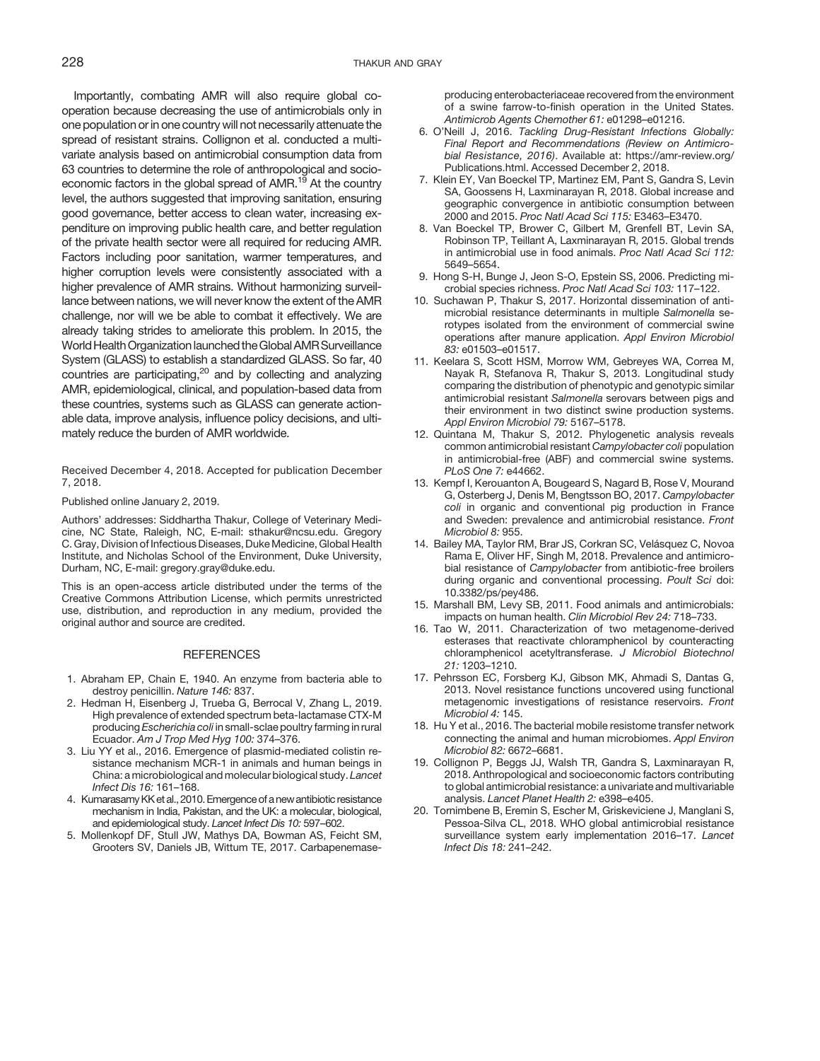Importantly, combating AMR will also require global cooperation because decreasing the use of antimicrobials only in one population or in one country will not necessarily attenuate the spread of resistant strains. Collignon et al. conducted a multivariate analysis based on antimicrobial consumption data from 63 countries to determine the role of anthropological and socioeconomic factors in the global spread of AMR.[19] At the country level, the authors suggested that improving sanitation, ensuring good governance, better access to clean water, increasing expenditure on improving public health care, and better regulation of the private health sector were all required for reducing AMR. Factors including poor sanitation, warmer temperatures, and higher corruption levels were consistently associated with a higher prevalence of AMR strains. Without harmonizing surveillance between nations, we will never know the extent of the AMR challenge, nor will we be able to combat it effectively. We are already taking strides to ameliorate this problem. In 2015, the World Health Organization launched the Global AMR Surveillance System (GLASS) to establish a standardized GLASS. So far, 40 countries are participating,[20] and by collecting and analyzing AMR, epidemiological, clinical, and population-based data from these countries, systems such as GLASS can generate actionable data, improve analysis, influence policy decisions, and ultimately reduce the burden of AMR worldwide.

Received December 4, 2018. Accepted for publication December 7, 2018.

Published online January 2, 2019.

Authors' addresses: Siddhartha Thakur, College of Veterinary Medicine, NC State, Raleigh, NC, E-mail: sthakur@ncsu.edu. Gregory C. Gray, Division of Infectious Diseases, Duke Medicine, Global Health Institute, and Nicholas School of the Environment, Duke University, Durham, NC, E-mail: gregory.gray@duke.edu.

This is an open-access article distributed under the terms of the Creative Commons Attribution License, which permits unrestricted use, distribution, and reproduction in any medium, provided the original author and source are credited.

## REFERENCES

1. Abraham EP, Chain E, 1940. An enzyme from bacteria able to destroy penicillin. *Nature 146:* 837.
2. Hedman H, Eisenberg J, Trueba G, Berrocal V, Zhang L, 2019. High prevalence of extended spectrum beta-lactamase CTX-M producing *Escherichia coli* in small-sclae poultry farming in rural Ecuador. *Am J Trop Med Hyg 100:* 374–376.
3. Liu YY et al., 2016. Emergence of plasmid-mediated colistin resistance mechanism MCR-1 in animals and human beings in China: a microbiological and molecular biological study. *Lancet Infect Dis 16:* 161–168.
4. Kumarasamy KK et al., 2010. Emergence of a new antibiotic resistance mechanism in India, Pakistan, and the UK: a molecular, biological, and epidemiological study. *Lancet Infect Dis 10:* 597–602.
5. Mollenkopf DF, Stull JW, Mathys DA, Bowman AS, Feicht SM, Grooters SV, Daniels JB, Wittum TE, 2017. Carbapenemase-producing enterobacteriaceae recovered from the environment of a swine farrow-to-finish operation in the United States. *Antimicrob Agents Chemother 61:* e01298–e01216.
6. O'Neill J, 2016. *Tackling Drug-Resistant Infections Globally: Final Report and Recommendations (Review on Antimicrobial Resistance, 2016)*. Available at: https://amr-review.org/Publications.html. Accessed December 2, 2018.
7. Klein EY, Van Boeckel TP, Martinez EM, Pant S, Gandra S, Levin SA, Goossens H, Laxminarayan R, 2018. Global increase and geographic convergence in antibiotic consumption between 2000 and 2015. *Proc Natl Acad Sci 115:* E3463–E3470.
8. Van Boeckel TP, Brower C, Gilbert M, Grenfell BT, Levin SA, Robinson TP, Teillant A, Laxminarayan R, 2015. Global trends in antimicrobial use in food animals. *Proc Natl Acad Sci 112:* 5649–5654.
9. Hong S-H, Bunge J, Jeon S-O, Epstein SS, 2006. Predicting microbial species richness. *Proc Natl Acad Sci 103:* 117–122.
10. Suchawan P, Thakur S, 2017. Horizontal dissemination of antimicrobial resistance determinants in multiple *Salmonella* serotypes isolated from the environment of commercial swine operations after manure application. *Appl Environ Microbiol 83:* e01503–e01517.
11. Keelara S, Scott HSM, Morrow WM, Gebreyes WA, Correa M, Nayak R, Stefanova R, Thakur S, 2013. Longitudinal study comparing the distribution of phenotypic and genotypic similar antimicrobial resistant *Salmonella* serovars between pigs and their environment in two distinct swine production systems. *Appl Environ Microbiol 79:* 5167–5178.
12. Quintana M, Thakur S, 2012. Phylogenetic analysis reveals common antimicrobial resistant *Campylobacter coli* population in antimicrobial-free (ABF) and commercial swine systems. *PLoS One 7:* e44662.
13. Kempf I, Kerouanton A, Bougeard S, Nagard B, Rose V, Mourand G, Osterberg J, Denis M, Bengtsson BO, 2017. *Campylobacter coli* in organic and conventional pig production in France and Sweden: prevalence and antimicrobial resistance. *Front Microbiol 8:* 955.
14. Bailey MA, Taylor RM, Brar JS, Corkran SC, Velásquez C, Novoa Rama E, Oliver HF, Singh M, 2018. Prevalence and antimicrobial resistance of *Campylobacter* from antibiotic-free broilers during organic and conventional processing. *Poult Sci* doi: 10.3382/ps/pey486.
15. Marshall BM, Levy SB, 2011. Food animals and antimicrobials: impacts on human health. *Clin Microbiol Rev 24:* 718–733.
16. Tao W, 2011. Characterization of two metagenome-derived esterases that reactivate chloramphenicol by counteracting chloramphenicol acetyltransferase. *J Microbiol Biotechnol 21:* 1203–1210.
17. Pehrsson EC, Forsberg KJ, Gibson MK, Ahmadi S, Dantas G, 2013. Novel resistance functions uncovered using functional metagenomic investigations of resistance reservoirs. *Front Microbiol 4:* 145.
18. Hu Y et al., 2016. The bacterial mobile resistome transfer network connecting the animal and human microbiomes. *Appl Environ Microbiol 82:* 6672–6681.
19. Collignon P, Beggs JJ, Walsh TR, Gandra S, Laxminarayan R, 2018. Anthropological and socioeconomic factors contributing to global antimicrobial resistance: a univariate and multivariable analysis. *Lancet Planet Health 2:* e398–e405.
20. Tornimbene B, Eremin S, Escher M, Griskeviciene J, Manglani S, Pessoa-Silva CL, 2018. WHO global antimicrobial resistance surveillance system early implementation 2016–17. *Lancet Infect Dis 18:* 241–242.